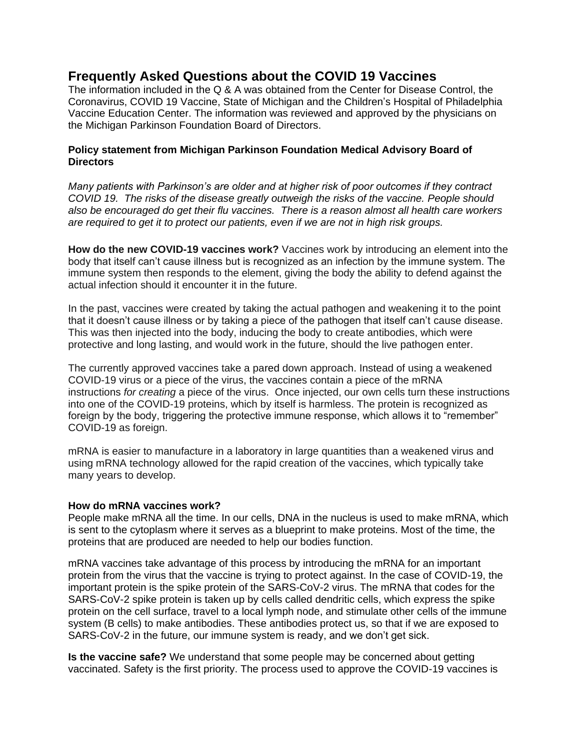## Frequently Asked Questions about the COVID 19 Vaccines

The information included in the Q & A was obtained from the Center for Disease Control, the Coronavirus, COVID 19 Vaccine, State of Michigan and the Children's Hospital of Philadelphia Vaccine Education Center. The information was reviewed and approved by the physicians on the Michigan Parkinson Foundation Board of Directors.

**Policy statement from Michigan Parkinson Foundation Medical Advisory Board of Directors**

*Many patients with Parkinson's are older and at higher risk of poor outcomes if they contract COVID 19. The risks of the disease greatly outweigh the risks of the vaccine. People should also be encouraged do get their flu vaccines. There is a reason almost all health care workers are required to get it to protect our patients, even if we are not in high risk groups.*

**How do the new COVID-19 vaccines work?** Vaccines work by introducing an element into the body that itself can't cause illness but is recognized as an infection by the immune system. The immune system then responds to the element, giving the body the ability to defend against the actual infection should it encounter it in the future.

In the past, vaccines were created by taking the actual pathogen and weakening it to the point that it doesn't cause illness or by taking a piece of the pathogen that itself can't cause disease. This was then injected into the body, inducing the body to create antibodies, which were protective and long lasting, and would work in the future, should the live pathogen enter.

The currently approved vaccines take a pared down approach. Instead of using a weakened COVID-19 virus or a piece of the virus, the vaccines contain a piece of the mRNA instructions *for creating* a piece of the virus. Once injected, our own cells turn these instructions into one of the COVID-19 proteins, which by itself is harmless. The protein is recognized as foreign by the body, triggering the protective immune response, which allows it to "remember" COVID-19 as foreign.

mRNA is easier to manufacture in a laboratory in large quantities than a weakened virus and using mRNA technology allowed for the rapid creation of the vaccines, which typically take many years to develop.

**How do mRNA vaccines work?**

People make mRNA all the time. In our cells, DNA in the nucleus is used to make mRNA, which is sent to the cytoplasm where it serves as a blueprint to make proteins. Most of the time, the proteins that are produced are needed to help our bodies function.

mRNA vaccines take advantage of this process by introducing the mRNA for an important protein from the virus that the vaccine is trying to protect against. In the case of COVID-19, the important protein is the spike protein of the SARS-CoV-2 virus. The mRNA that codes for the SARS-CoV-2 spike protein is taken up by cells called dendritic cells, which express the spike protein on the cell surface, travel to a local lymph node, and stimulate other cells of the immune system (B cells) to make antibodies. These antibodies protect us, so that if we are exposed to SARS-CoV-2 in the future, our immune system is ready, and we don't get sick.

**Is the vaccine safe?** We understand that some people may be concerned about getting vaccinated. Safety is the first priority. The process used to approve the COVID-19 vaccines is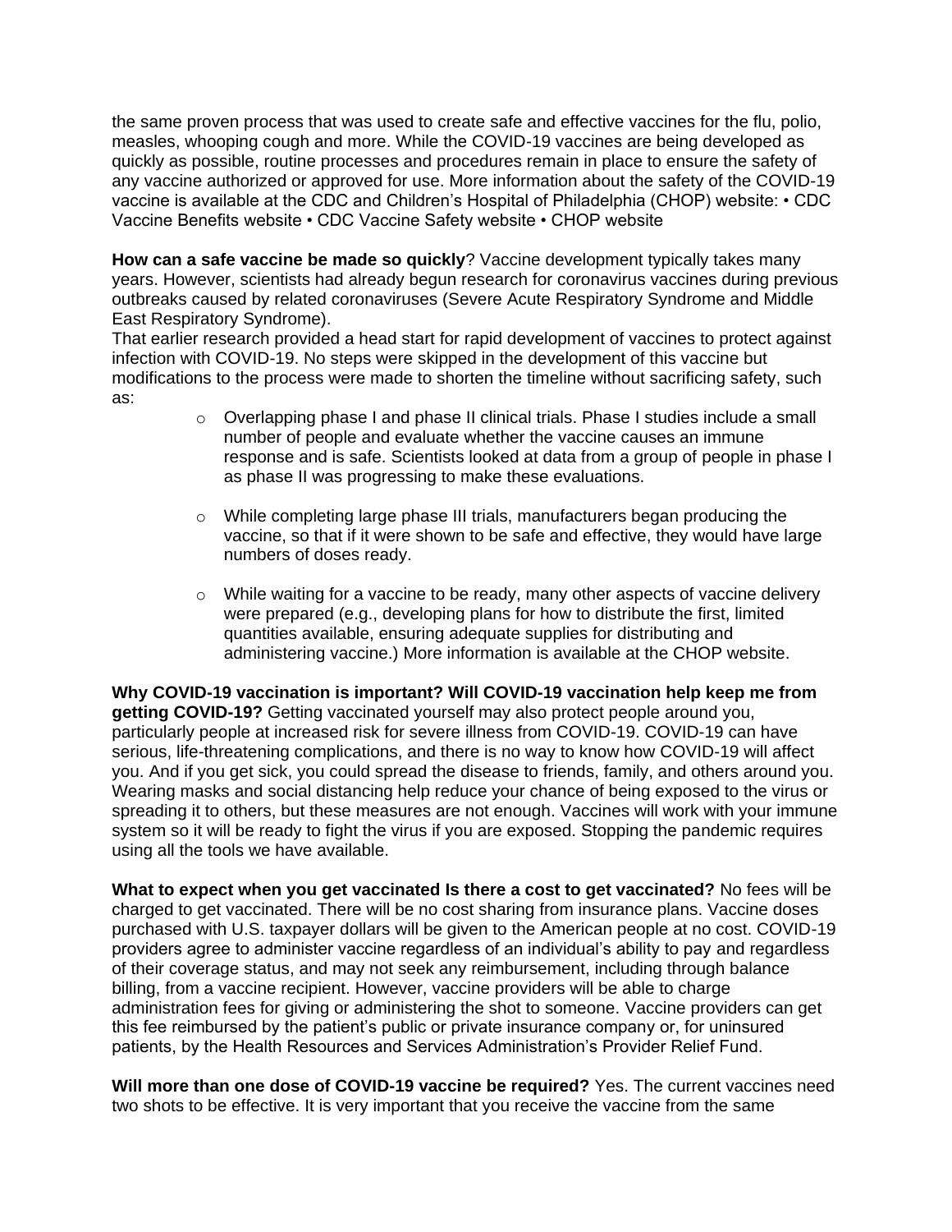the same proven process that was used to create safe and effective vaccines for the flu, polio, measles, whooping cough and more. While the COVID-19 vaccines are being developed as quickly as possible, routine processes and procedures remain in place to ensure the safety of any vaccine authorized or approved for use. More information about the safety of the COVID-19 vaccine is available at the CDC and Children's Hospital of Philadelphia (CHOP) website: • CDC Vaccine Benefits website • CDC Vaccine Safety website • CHOP website

**How can a safe vaccine be made so quickly**? Vaccine development typically takes many years. However, scientists had already begun research for coronavirus vaccines during previous outbreaks caused by related coronaviruses (Severe Acute Respiratory Syndrome and Middle East Respiratory Syndrome).

That earlier research provided a head start for rapid development of vaccines to protect against infection with COVID-19. No steps were skipped in the development of this vaccine but modifications to the process were made to shorten the timeline without sacrificing safety, such as:

- Overlapping phase I and phase II clinical trials. Phase I studies include a small number of people and evaluate whether the vaccine causes an immune response and is safe. Scientists looked at data from a group of people in phase I as phase II was progressing to make these evaluations.
- While completing large phase III trials, manufacturers began producing the vaccine, so that if it were shown to be safe and effective, they would have large numbers of doses ready.
- While waiting for a vaccine to be ready, many other aspects of vaccine delivery were prepared (e.g., developing plans for how to distribute the first, limited quantities available, ensuring adequate supplies for distributing and administering vaccine.) More information is available at the CHOP website.

**Why COVID-19 vaccination is important? Will COVID-19 vaccination help keep me from getting COVID-19?** Getting vaccinated yourself may also protect people around you, particularly people at increased risk for severe illness from COVID-19. COVID-19 can have serious, life-threatening complications, and there is no way to know how COVID-19 will affect you. And if you get sick, you could spread the disease to friends, family, and others around you. Wearing masks and social distancing help reduce your chance of being exposed to the virus or spreading it to others, but these measures are not enough. Vaccines will work with your immune system so it will be ready to fight the virus if you are exposed. Stopping the pandemic requires using all the tools we have available.

**What to expect when you get vaccinated Is there a cost to get vaccinated?** No fees will be charged to get vaccinated. There will be no cost sharing from insurance plans. Vaccine doses purchased with U.S. taxpayer dollars will be given to the American people at no cost. COVID-19 providers agree to administer vaccine regardless of an individual's ability to pay and regardless of their coverage status, and may not seek any reimbursement, including through balance billing, from a vaccine recipient. However, vaccine providers will be able to charge administration fees for giving or administering the shot to someone. Vaccine providers can get this fee reimbursed by the patient's public or private insurance company or, for uninsured patients, by the Health Resources and Services Administration's Provider Relief Fund.

**Will more than one dose of COVID-19 vaccine be required?** Yes. The current vaccines need two shots to be effective. It is very important that you receive the vaccine from the same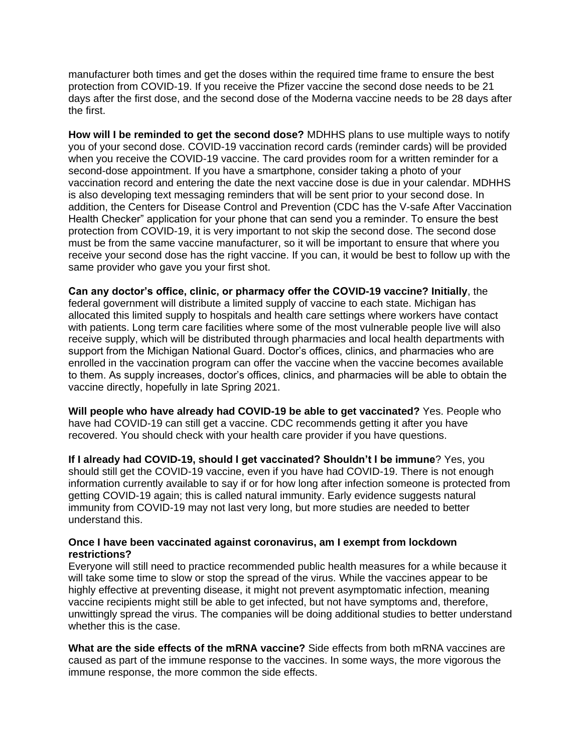manufacturer both times and get the doses within the required time frame to ensure the best protection from COVID-19. If you receive the Pfizer vaccine the second dose needs to be 21 days after the first dose, and the second dose of the Moderna vaccine needs to be 28 days after the first.

**How will I be reminded to get the second dose?** MDHHS plans to use multiple ways to notify you of your second dose. COVID-19 vaccination record cards (reminder cards) will be provided when you receive the COVID-19 vaccine. The card provides room for a written reminder for a second-dose appointment. If you have a smartphone, consider taking a photo of your vaccination record and entering the date the next vaccine dose is due in your calendar. MDHHS is also developing text messaging reminders that will be sent prior to your second dose. In addition, the Centers for Disease Control and Prevention (CDC has the V-safe After Vaccination Health Checker" application for your phone that can send you a reminder. To ensure the best protection from COVID-19, it is very important to not skip the second dose. The second dose must be from the same vaccine manufacturer, so it will be important to ensure that where you receive your second dose has the right vaccine. If you can, it would be best to follow up with the same provider who gave you your first shot.

**Can any doctor's office, clinic, or pharmacy offer the COVID-19 vaccine? Initially**, the federal government will distribute a limited supply of vaccine to each state. Michigan has allocated this limited supply to hospitals and health care settings where workers have contact with patients. Long term care facilities where some of the most vulnerable people live will also receive supply, which will be distributed through pharmacies and local health departments with support from the Michigan National Guard. Doctor's offices, clinics, and pharmacies who are enrolled in the vaccination program can offer the vaccine when the vaccine becomes available to them. As supply increases, doctor's offices, clinics, and pharmacies will be able to obtain the vaccine directly, hopefully in late Spring 2021.

**Will people who have already had COVID-19 be able to get vaccinated?** Yes. People who have had COVID-19 can still get a vaccine. CDC recommends getting it after you have recovered. You should check with your health care provider if you have questions.

**If I already had COVID-19, should I get vaccinated? Shouldn't I be immune**? Yes, you should still get the COVID-19 vaccine, even if you have had COVID-19. There is not enough information currently available to say if or for how long after infection someone is protected from getting COVID-19 again; this is called natural immunity. Early evidence suggests natural immunity from COVID-19 may not last very long, but more studies are needed to better understand this.

**Once I have been vaccinated against coronavirus, am I exempt from lockdown restrictions?**

Everyone will still need to practice recommended public health measures for a while because it will take some time to slow or stop the spread of the virus. While the vaccines appear to be highly effective at preventing disease, it might not prevent asymptomatic infection, meaning vaccine recipients might still be able to get infected, but not have symptoms and, therefore, unwittingly spread the virus. The companies will be doing additional studies to better understand whether this is the case.

**What are the side effects of the mRNA vaccine?** Side effects from both mRNA vaccines are caused as part of the immune response to the vaccines. In some ways, the more vigorous the immune response, the more common the side effects.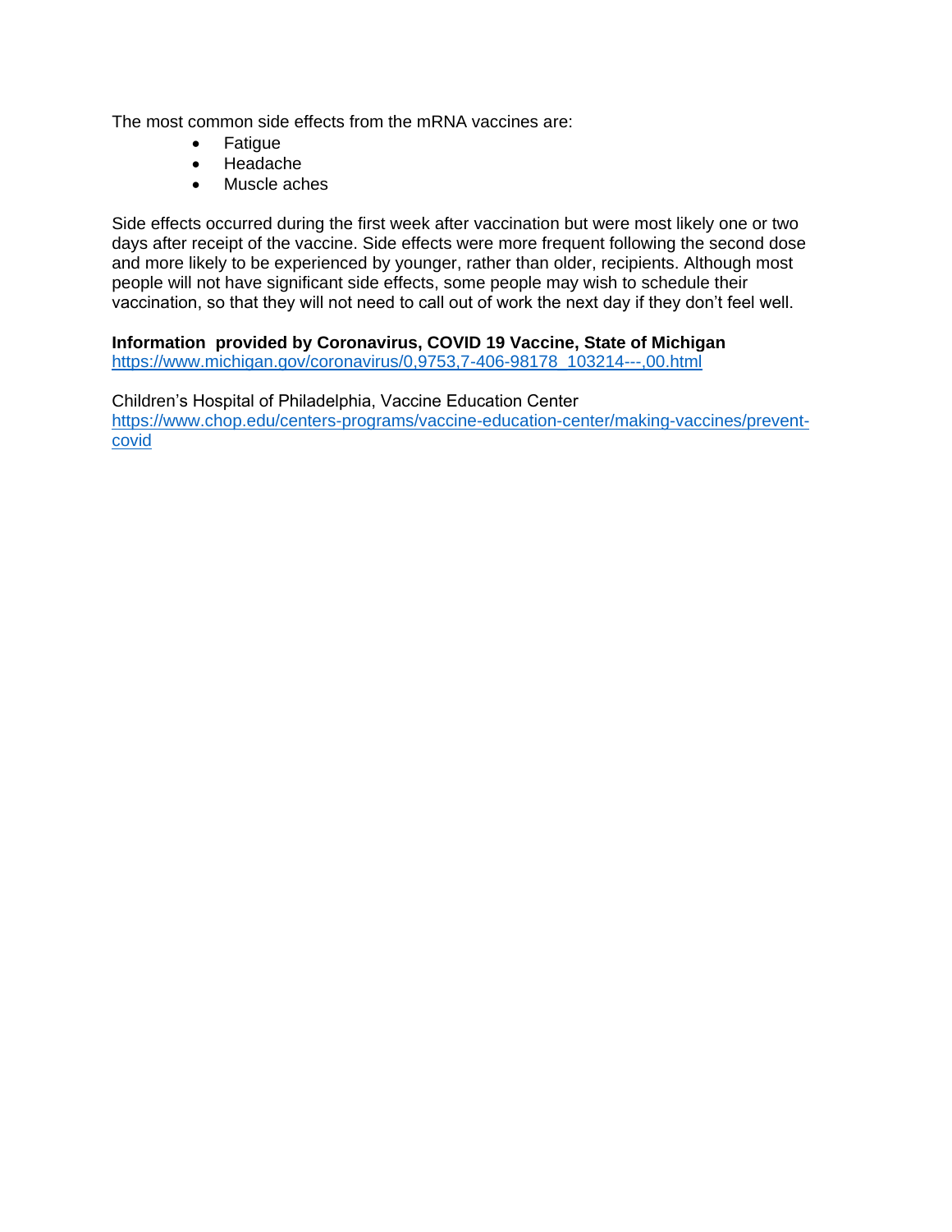The most common side effects from the mRNA vaccines are:

- Fatigue
- Headache
- Muscle aches

Side effects occurred during the first week after vaccination but were most likely one or two days after receipt of the vaccine. Side effects were more frequent following the second dose and more likely to be experienced by younger, rather than older, recipients. Although most people will not have significant side effects, some people may wish to schedule their vaccination, so that they will not need to call out of work the next day if they don't feel well.

**Information provided by Coronavirus, COVID 19 Vaccine, State of Michigan**
https://www.michigan.gov/coronavirus/0,9753,7-406-98178_103214---,00.html

Children's Hospital of Philadelphia, Vaccine Education Center
https://www.chop.edu/centers-programs/vaccine-education-center/making-vaccines/prevent-covid